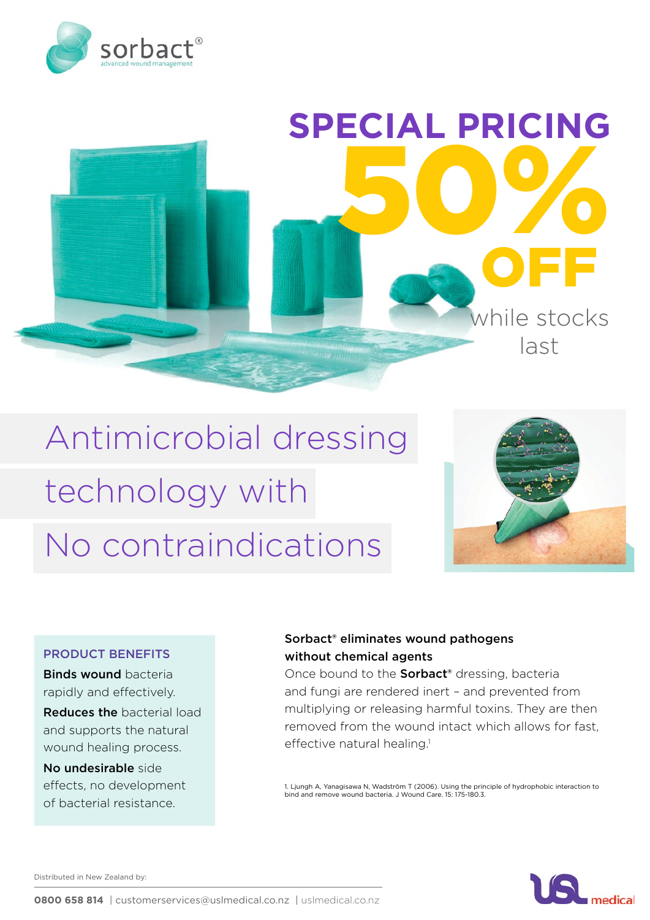sorbact®

advanced wound management

# SPECIAL PRICING

# 50% OFF

while stocks last

## Antimicrobial dressing technology with No contraindications

### PRODUCT BENEFITS

**Binds wound** bacteria rapidly and effectively.

**Reduces the** bacterial load and supports the natural wound healing process.

**No undesirable** side effects, no development of bacterial resistance.

**Sorbact® eliminates wound pathogens without chemical agents**

Once bound to the **Sorbact®** dressing, bacteria and fungi are rendered inert – and prevented from multiplying or releasing harmful toxins. They are then removed from the wound intact which allows for fast, effective natural healing.[1]

1. Ljungh A, Yanagisawa N, Wadström T (2006). Using the principle of hydrophobic interaction to bind and remove wound bacteria. J Wound Care. 15: 175-180.3.

Distributed in New Zealand by:

**0800 658 814** | customerservices@uslmedical.co.nz | uslmedical.co.nz

USL medical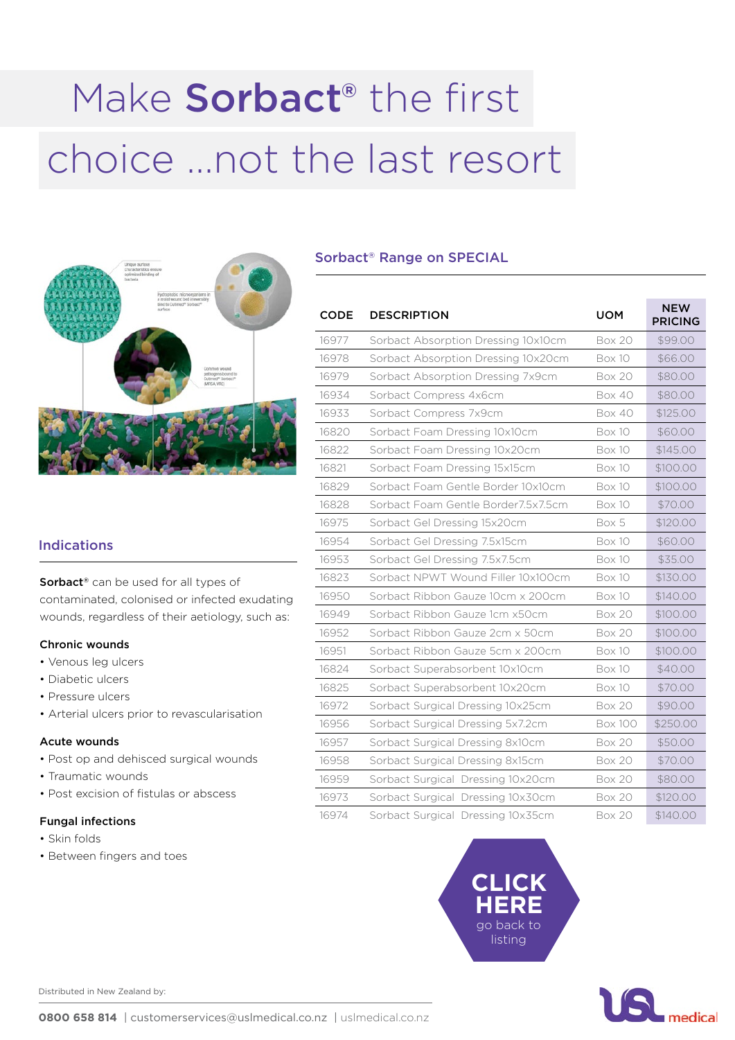# Make **Sorbact®** the first choice …not the last resort

## Sorbact® Range on SPECIAL

| CODE | DESCRIPTION | UOM | NEW PRICING |
|---|---|---|---|
| 16977 | Sorbact Absorption Dressing 10x10cm | Box 20 | $99.00 |
| 16978 | Sorbact Absorption Dressing 10x20cm | Box 10 | $66.00 |
| 16979 | Sorbact Absorption Dressing 7x9cm | Box 20 | $80.00 |
| 16934 | Sorbact Compress 4x6cm | Box 40 | $80.00 |
| 16933 | Sorbact Compress 7x9cm | Box 40 | $125.00 |
| 16820 | Sorbact Foam Dressing 10x10cm | Box 10 | $60.00 |
| 16822 | Sorbact Foam Dressing 10x20cm | Box 10 | $145.00 |
| 16821 | Sorbact Foam Dressing 15x15cm | Box 10 | $100.00 |
| 16829 | Sorbact Foam Gentle Border 10x10cm | Box 10 | $100.00 |
| 16828 | Sorbact Foam Gentle Border7.5x7.5cm | Box 10 | $70.00 |
| 16975 | Sorbact Gel Dressing 15x20cm | Box 5 | $120.00 |
| 16954 | Sorbact Gel Dressing 7.5x15cm | Box 10 | $60.00 |
| 16953 | Sorbact Gel Dressing 7.5x7.5cm | Box 10 | $35.00 |
| 16823 | Sorbact NPWT Wound Filler 10x100cm | Box 10 | $130.00 |
| 16950 | Sorbact Ribbon Gauze 10cm x 200cm | Box 10 | $140.00 |
| 16949 | Sorbact Ribbon Gauze 1cm x50cm | Box 20 | $100.00 |
| 16952 | Sorbact Ribbon Gauze 2cm x 50cm | Box 20 | $100.00 |
| 16951 | Sorbact Ribbon Gauze 5cm x 200cm | Box 10 | $100.00 |
| 16824 | Sorbact Superabsorbent 10x10cm | Box 10 | $40.00 |
| 16825 | Sorbact Superabsorbent 10x20cm | Box 10 | $70.00 |
| 16972 | Sorbact Surgical Dressing 10x25cm | Box 20 | $90.00 |
| 16956 | Sorbact Surgical Dressing 5x7.2cm | Box 100 | $250.00 |
| 16957 | Sorbact Surgical Dressing 8x10cm | Box 20 | $50.00 |
| 16958 | Sorbact Surgical Dressing 8x15cm | Box 20 | $70.00 |
| 16959 | Sorbact Surgical Dressing 10x20cm | Box 20 | $80.00 |
| 16973 | Sorbact Surgical Dressing 10x30cm | Box 20 | $120.00 |
| 16974 | Sorbact Surgical Dressing 10x35cm | Box 20 | $140.00 |

## Indications

**Sorbact®** can be used for all types of contaminated, colonised or infected exudating wounds, regardless of their aetiology, such as:

**Chronic wounds**

- Venous leg ulcers
- Diabetic ulcers
- Pressure ulcers
- Arterial ulcers prior to revascularisation

**Acute wounds**

- Post op and dehisced surgical wounds
- Traumatic wounds
- Post excision of fistulas or abscess

**Fungal infections**

- Skin folds
- Between fingers and toes

**CLICK HERE** go back to listing

Distributed in New Zealand by:

**0800 658 814** | customerservices@uslmedical.co.nz | uslmedical.co.nz

USL medical